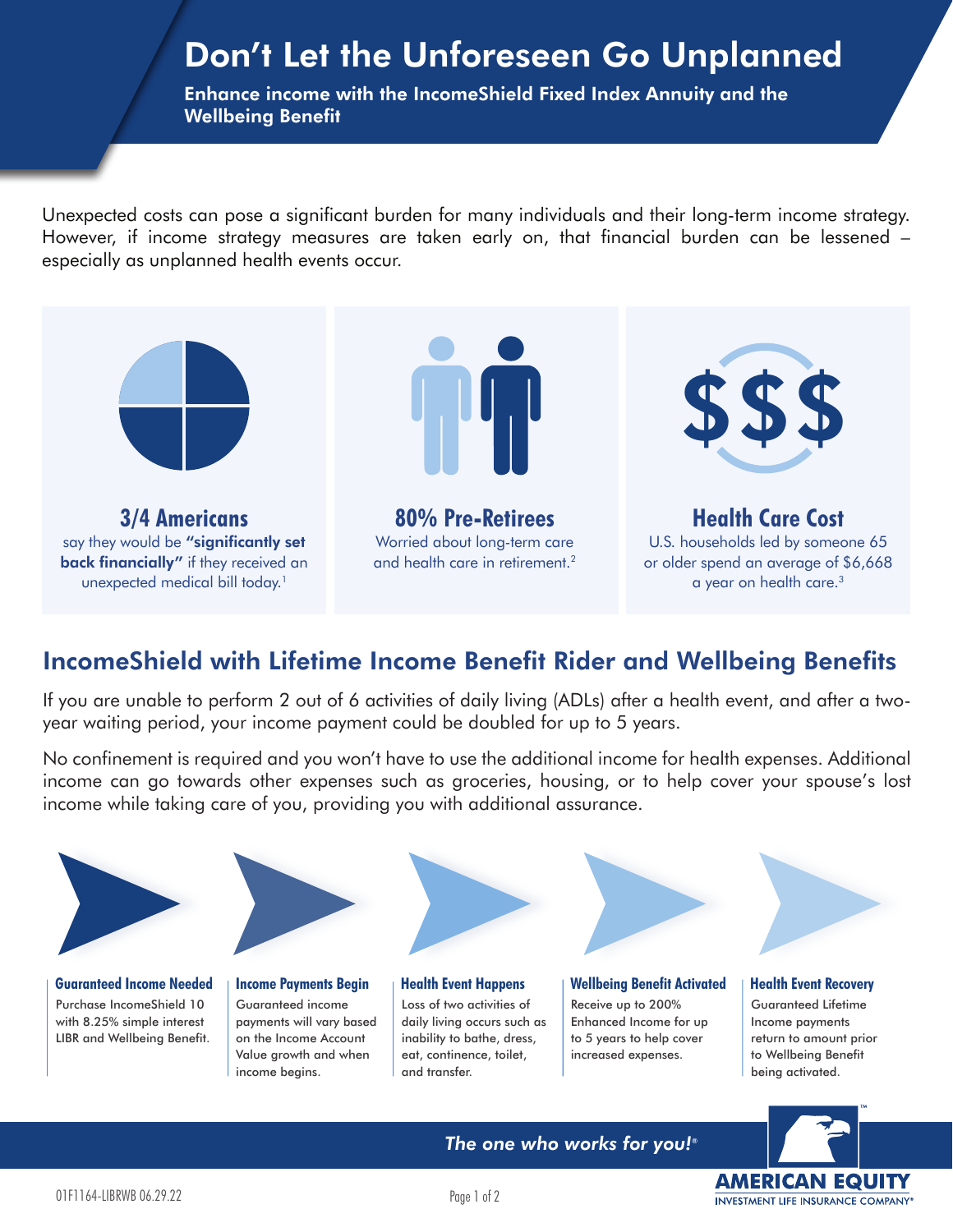# Don't Let the Unforeseen Go Unplanned

**Enhance income with the IncomeShield Fixed Index Annuity and the Wellbeing Benefit**

Unexpected costs can pose a significant burden for many individuals and their long-term income strategy. However, if income strategy measures are taken early on, that financial burden can be lessened – especially as unplanned health events occur.

**3/4 Americans**
say they would be **"significantly set back financially"** if they received an unexpected medical bill today.[1]

**80% Pre-Retirees**
Worried about long-term care and health care in retirement.[2]

**Health Care Cost**
U.S. households led by someone 65 or older spend an average of $6,668 a year on health care.[3]

## IncomeShield with Lifetime Income Benefit Rider and Wellbeing Benefits

If you are unable to perform 2 out of 6 activities of daily living (ADLs) after a health event, and after a two-year waiting period, your income payment could be doubled for up to 5 years.

No confinement is required and you won't have to use the additional income for health expenses. Additional income can go towards other expenses such as groceries, housing, or to help cover your spouse's lost income while taking care of you, providing you with additional assurance.

**Guaranteed Income Needed**
Purchase IncomeShield 10 with 8.25% simple interest LIBR and Wellbeing Benefit.

**Income Payments Begin**
Guaranteed income payments will vary based on the Income Account Value growth and when income begins.

**Health Event Happens**
Loss of two activities of daily living occurs such as inability to bathe, dress, eat, continence, toilet, and transfer.

**Wellbeing Benefit Activated**
Receive up to 200% Enhanced Income for up to 5 years to help cover increased expenses.

**Health Event Recovery**
Guaranteed Lifetime Income payments return to amount prior to Wellbeing Benefit being activated.

*The one who works for you!®*

AMERICAN EQUITY INVESTMENT LIFE INSURANCE COMPANY®

01F1164-LIBRWB 06.29.22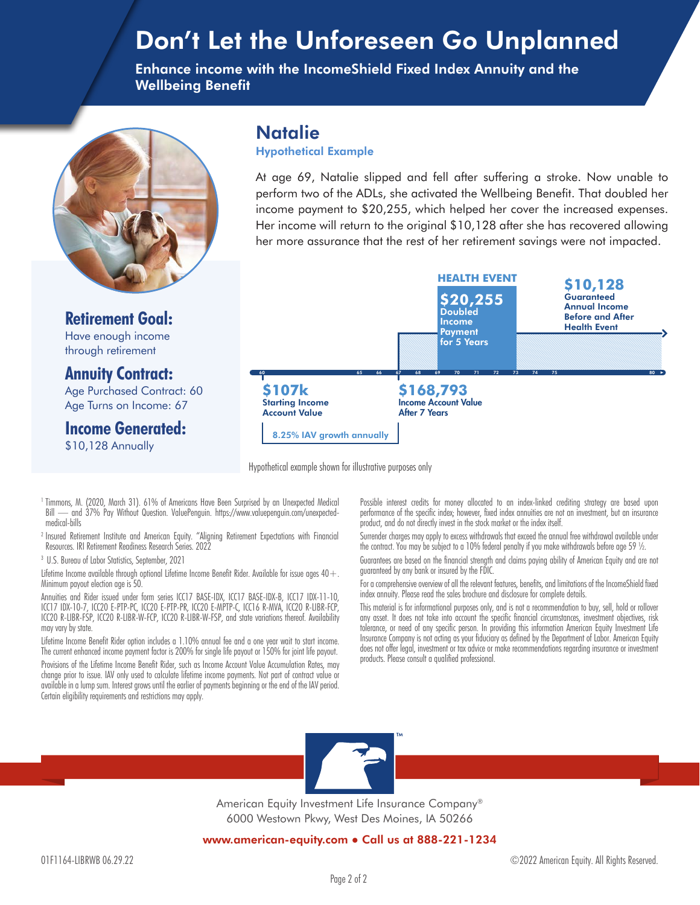# Don't Let the Unforeseen Go Unplanned

**Enhance income with the IncomeShield Fixed Index Annuity and the Wellbeing Benefit**

## Natalie

### Hypothetical Example

At age 69, Natalie slipped and fell after suffering a stroke. Now unable to perform two of the ADLs, she activated the Wellbeing Benefit. That doubled her income payment to $20,255, which helped her cover the increased expenses. Her income will return to the original $10,128 after she has recovered allowing her more assurance that the rest of her retirement savings were not impacted.

**Retirement Goal:**
Have enough income through retirement

**Annuity Contract:**
Age Purchased Contract: 60
Age Turns on Income: 67

**Income Generated:**
$10,128 Annually

HEALTH EVENT

$20,255
Doubled Income Payment for 5 Years

$10,128
Guaranteed Annual Income Before and After Health Event

60 65 66 67 68 69 70 71 72 73 74 75 80

$107k
Starting Income Account Value

$168,793
Income Account Value After 7 Years

8.25% IAV growth annually

Hypothetical example shown for illustrative purposes only

[1] Timmons, M. (2020, March 31). 61% of Americans Have Been Surprised by an Unexpected Medical Bill — and 37% Pay Without Question. ValuePenguin. https://www.valuepenguin.com/unexpected-medical-bills

[2] Insured Retirement Institute and American Equity. "Aligning Retirement Expectations with Financial Resources. IRI Retirement Readiness Research Series. 2022

[3] U.S. Bureau of Labor Statistics, September, 2021

Lifetime Income available through optional Lifetime Income Benefit Rider. Available for issue ages 40+. Minimum payout election age is 50.

Annuities and Rider issued under form series ICC17 BASE-IDX, ICC17 BASE-IDX-B, ICC17 IDX-11-10, ICC17 IDX-10-7, ICC20 E-PTP-PC, ICC20 E-PTP-PR, ICC20 E-MPTP-C, ICC16 R-MVA, ICC20 R-LIBR-FCP, ICC20 R-LIBR-FSP, ICC20 R-LIBR-W-FCP, ICC20 R-LIBR-W-FSP, and state variations thereof. Availability may vary by state.

Lifetime Income Benefit Rider option includes a 1.10% annual fee and a one year wait to start income. The current enhanced income payment factor is 200% for single life payout or 150% for joint life payout.

Provisions of the Lifetime Income Benefit Rider, such as Income Account Value Accumulation Rates, may change prior to issue. IAV only used to calculate lifetime income payments. Not part of contract value or available in a lump sum. Interest grows until the earlier of payments beginning or the end of the IAV period. Certain eligibility requirements and restrictions may apply.

Possible interest credits for money allocated to an index-linked crediting strategy are based upon performance of the specific index; however, fixed index annuities are not an investment, but an insurance product, and do not directly invest in the stock market or the index itself.

Surrender charges may apply to excess withdrawals that exceed the annual free withdrawal available under the contract. You may be subject to a 10% federal penalty if you make withdrawals before age 59 ½.

Guarantees are based on the financial strength and claims paying ability of American Equity and are not guaranteed by any bank or insured by the FDIC.

For a comprehensive overview of all the relevant features, benefits, and limitations of the IncomeShield fixed index annuity. Please read the sales brochure and disclosure for complete details.

This material is for informational purposes only, and is not a recommendation to buy, sell, hold or rollover any asset. It does not take into account the specific financial circumstances, investment objectives, risk tolerance, or need of any specific person. In providing this information American Equity Investment Life Insurance Company is not acting as your fiduciary as defined by the Department of Labor. American Equity does not offer legal, investment or tax advice or make recommendations regarding insurance or investment products. Please consult a qualified professional.

American Equity Investment Life Insurance Company®
6000 Westown Pkwy, West Des Moines, IA 50266

**www.american-equity.com • Call us at 888-221-1234**

01F1164-LIBRWB 06.29.22

©2022 American Equity. All Rights Reserved.